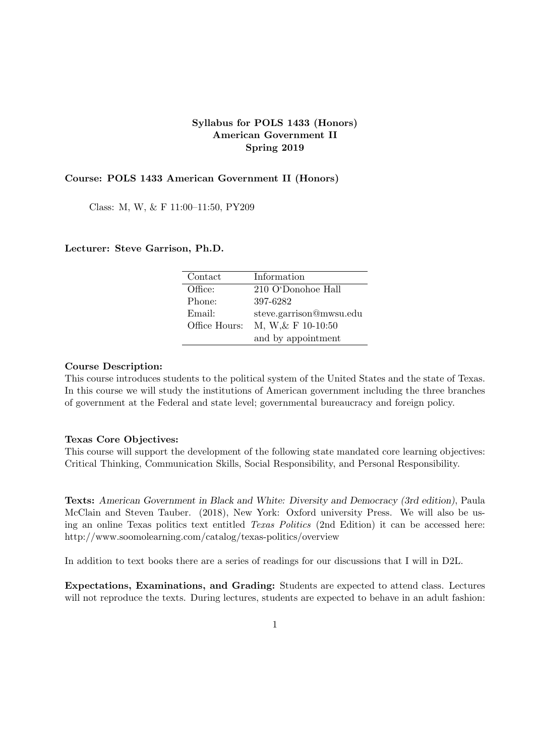**Syllabus for POLS 1433 (Honors)**
**American Government II**
**Spring 2019**

**Course: POLS 1433 American Government II (Honors)**

Class: M, W, & F 11:00–11:50, PY209

**Lecturer: Steve Garrison, Ph.D.**

| Contact | Information |
|---|---|
| Office: | 210 O'Donohoe Hall |
| Phone: | 397-6282 |
| Email: | steve.garrison@mwsu.edu |
| Office Hours: | M, W,& F 10-10:50 |
| | and by appointment |

**Course Description:**
This course introduces students to the political system of the United States and the state of Texas. In this course we will study the institutions of American government including the three branches of government at the Federal and state level; governmental bureaucracy and foreign policy.

**Texas Core Objectives:**
This course will support the development of the following state mandated core learning objectives: Critical Thinking, Communication Skills, Social Responsibility, and Personal Responsibility.

**Texts:** *American Government in Black and White: Diversity and Democracy (3rd edition)*, Paula McClain and Steven Tauber. (2018), New York: Oxford university Press. We will also be using an online Texas politics text entitled *Texas Politics* (2nd Edition) it can be accessed here: http://www.soomolearning.com/catalog/texas-politics/overview

In addition to text books there are a series of readings for our discussions that I will in D2L.

**Expectations, Examinations, and Grading:** Students are expected to attend class. Lectures will not reproduce the texts. During lectures, students are expected to behave in an adult fashion: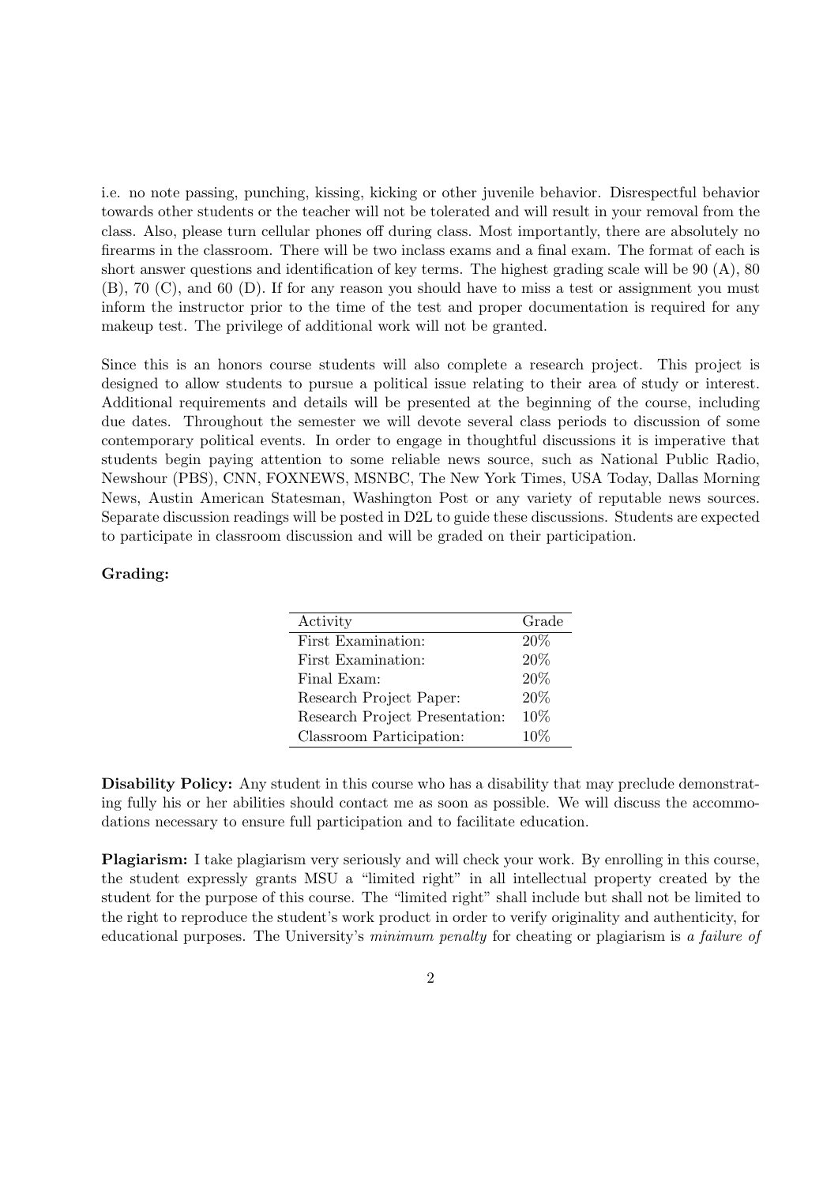i.e. no note passing, punching, kissing, kicking or other juvenile behavior. Disrespectful behavior towards other students or the teacher will not be tolerated and will result in your removal from the class. Also, please turn cellular phones off during class. Most importantly, there are absolutely no firearms in the classroom. There will be two inclass exams and a final exam. The format of each is short answer questions and identification of key terms. The highest grading scale will be 90 (A), 80 (B), 70 (C), and 60 (D). If for any reason you should have to miss a test or assignment you must inform the instructor prior to the time of the test and proper documentation is required for any makeup test. The privilege of additional work will not be granted.

Since this is an honors course students will also complete a research project. This project is designed to allow students to pursue a political issue relating to their area of study or interest. Additional requirements and details will be presented at the beginning of the course, including due dates. Throughout the semester we will devote several class periods to discussion of some contemporary political events. In order to engage in thoughtful discussions it is imperative that students begin paying attention to some reliable news source, such as National Public Radio, Newshour (PBS), CNN, FOXNEWS, MSNBC, The New York Times, USA Today, Dallas Morning News, Austin American Statesman, Washington Post or any variety of reputable news sources. Separate discussion readings will be posted in D2L to guide these discussions. Students are expected to participate in classroom discussion and will be graded on their participation.

**Grading:**

| Activity | Grade |
|---|---|
| First Examination: | 20% |
| First Examination: | 20% |
| Final Exam: | 20% |
| Research Project Paper: | 20% |
| Research Project Presentation: | 10% |
| Classroom Participation: | 10% |

**Disability Policy:** Any student in this course who has a disability that may preclude demonstrating fully his or her abilities should contact me as soon as possible. We will discuss the accommodations necessary to ensure full participation and to facilitate education.

**Plagiarism:** I take plagiarism very seriously and will check your work. By enrolling in this course, the student expressly grants MSU a "limited right" in all intellectual property created by the student for the purpose of this course. The "limited right" shall include but shall not be limited to the right to reproduce the student's work product in order to verify originality and authenticity, for educational purposes. The University's *minimum penalty* for cheating or plagiarism is *a failure of*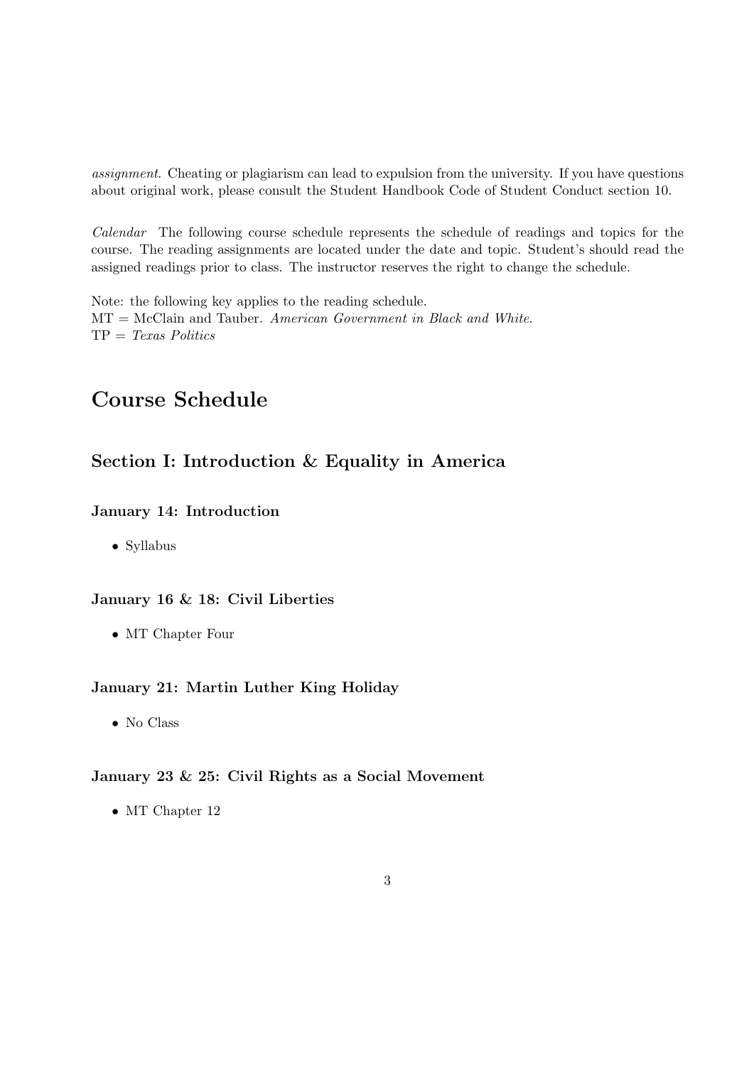*assignment*. Cheating or plagiarism can lead to expulsion from the university. If you have questions about original work, please consult the Student Handbook Code of Student Conduct section 10.

*Calendar* The following course schedule represents the schedule of readings and topics for the course. The reading assignments are located under the date and topic. Student's should read the assigned readings prior to class. The instructor reserves the right to change the schedule.

Note: the following key applies to the reading schedule.
MT = McClain and Tauber. *American Government in Black and White*.
TP = *Texas Politics*

# Course Schedule

## Section I: Introduction & Equality in America

### January 14: Introduction

- Syllabus

### January 16 & 18: Civil Liberties

- MT Chapter Four

### January 21: Martin Luther King Holiday

- No Class

### January 23 & 25: Civil Rights as a Social Movement

- MT Chapter 12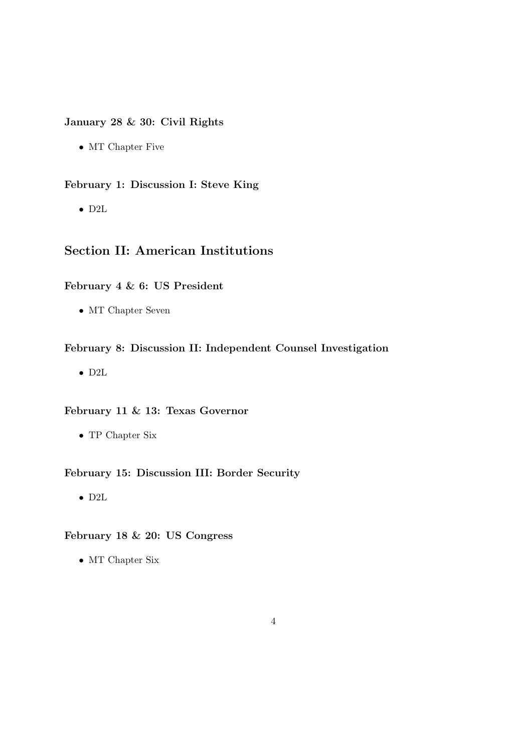### January 28 & 30: Civil Rights

- MT Chapter Five

### February 1: Discussion I: Steve King

- D2L

## Section II: American Institutions

### February 4 & 6: US President

- MT Chapter Seven

### February 8: Discussion II: Independent Counsel Investigation

- D2L

### February 11 & 13: Texas Governor

- TP Chapter Six

### February 15: Discussion III: Border Security

- D2L

### February 18 & 20: US Congress

- MT Chapter Six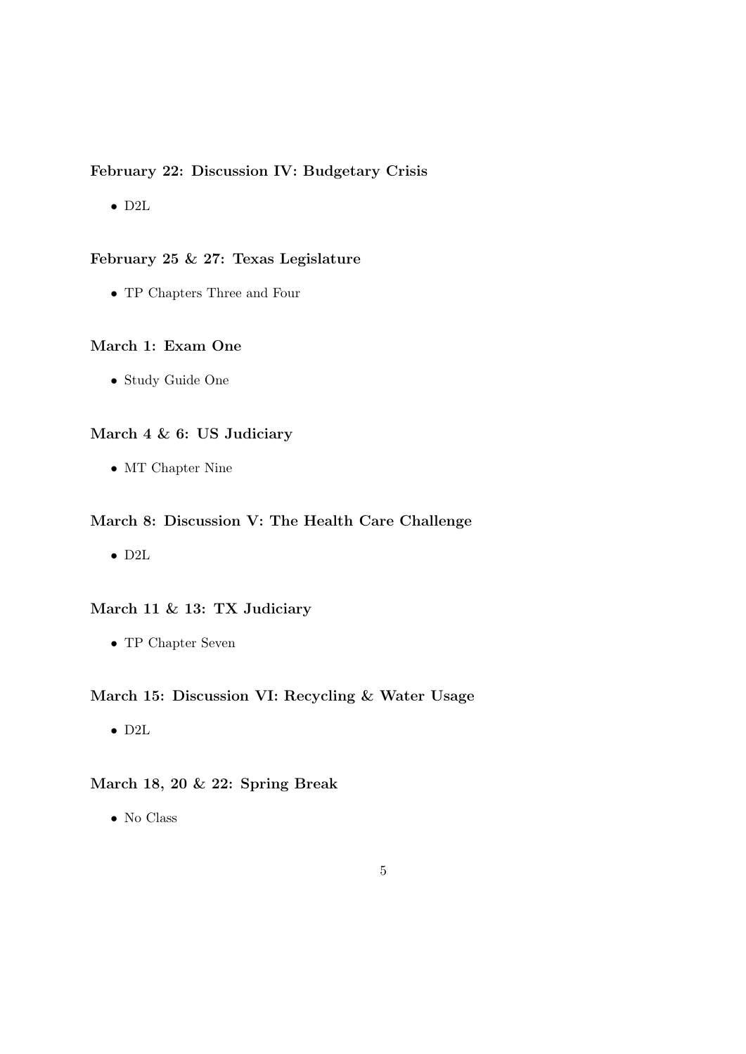**February 22: Discussion IV: Budgetary Crisis**

- D2L

**February 25 & 27: Texas Legislature**

- TP Chapters Three and Four

**March 1: Exam One**

- Study Guide One

**March 4 & 6: US Judiciary**

- MT Chapter Nine

**March 8: Discussion V: The Health Care Challenge**

- D2L

**March 11 & 13: TX Judiciary**

- TP Chapter Seven

**March 15: Discussion VI: Recycling & Water Usage**

- D2L

**March 18, 20 & 22: Spring Break**

- No Class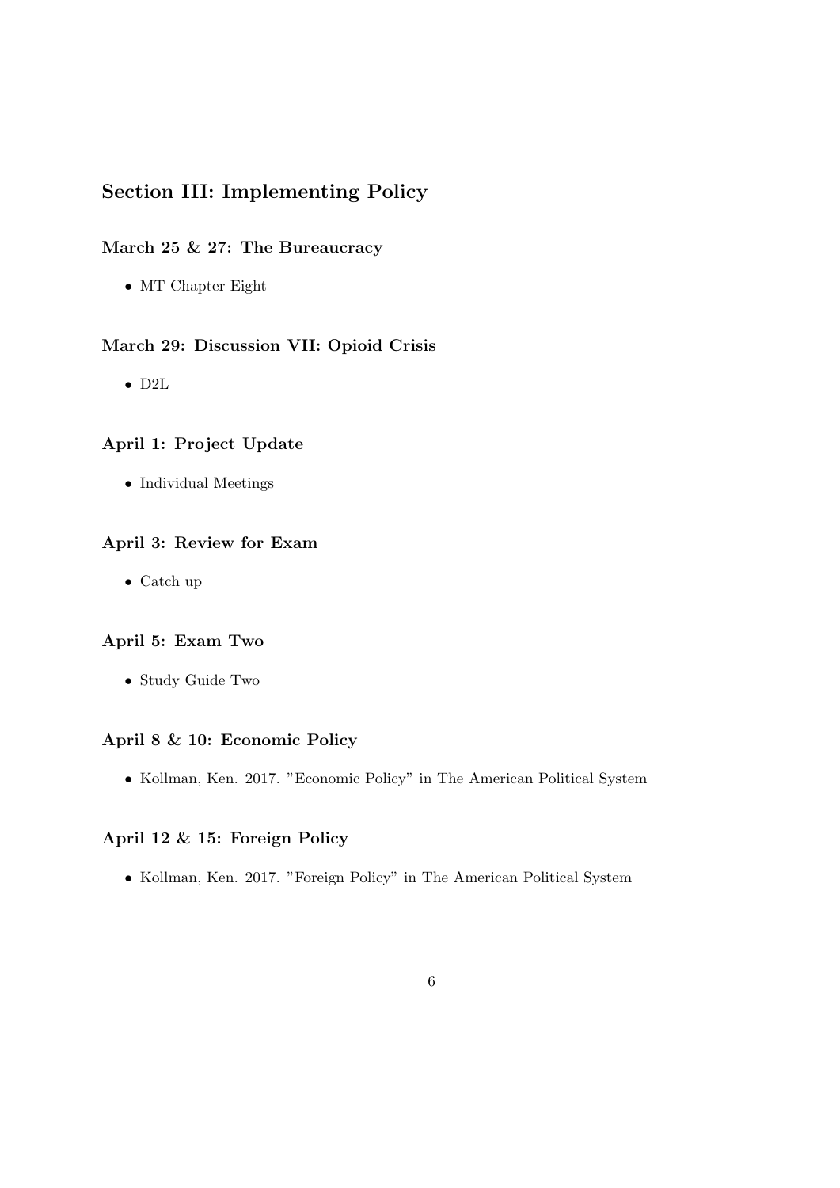## Section III: Implementing Policy

### March 25 & 27: The Bureaucracy

- MT Chapter Eight

### March 29: Discussion VII: Opioid Crisis

- D2L

### April 1: Project Update

- Individual Meetings

### April 3: Review for Exam

- Catch up

### April 5: Exam Two

- Study Guide Two

### April 8 & 10: Economic Policy

- Kollman, Ken. 2017. "Economic Policy" in The American Political System

### April 12 & 15: Foreign Policy

- Kollman, Ken. 2017. "Foreign Policy" in The American Political System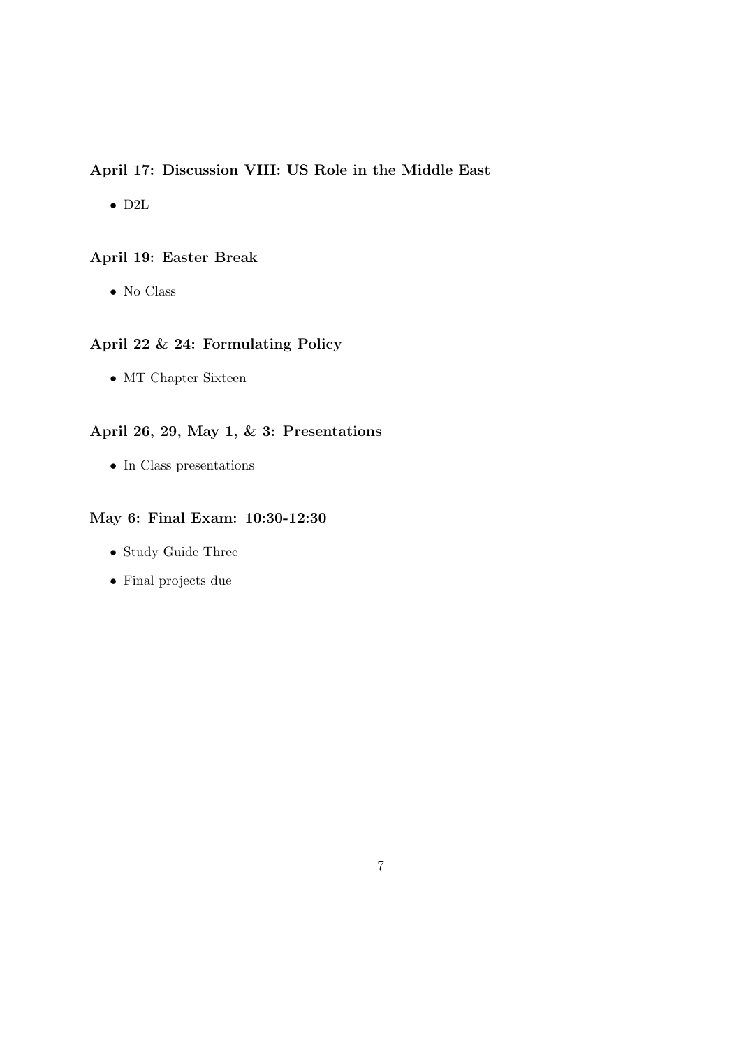### April 17: Discussion VIII: US Role in the Middle East

- D2L

### April 19: Easter Break

- No Class

### April 22 & 24: Formulating Policy

- MT Chapter Sixteen

### April 26, 29, May 1, & 3: Presentations

- In Class presentations

### May 6: Final Exam: 10:30-12:30

- Study Guide Three
- Final projects due